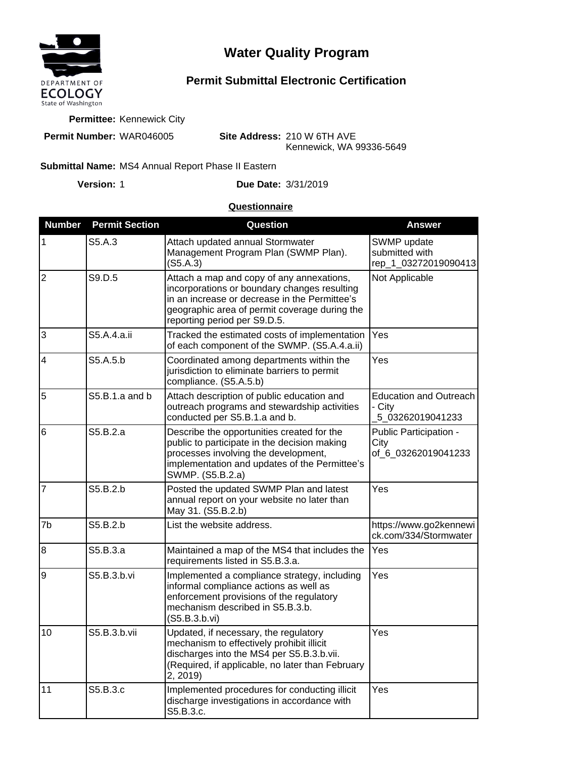DEPARTMENT OF ECOLOGY
State of Washington

# Water Quality Program

## Permit Submittal Electronic Certification

**Permittee:** Kennewick City

**Permit Number:** WAR046005

**Site Address:** 210 W 6TH AVE
Kennewick, WA 99336-5649

**Submittal Name:** MS4 Annual Report Phase II Eastern

**Version:** 1

**Due Date:** 3/31/2019

**Questionnaire**

| Number | Permit Section | Question | Answer |
|---|---|---|---|
| 1 | S5.A.3 | Attach updated annual Stormwater Management Program Plan (SWMP Plan). (S5.A.3) | SWMP update submitted with rep_1_03272019090413 |
| 2 | S9.D.5 | Attach a map and copy of any annexations, incorporations or boundary changes resulting in an increase or decrease in the Permittee's geographic area of permit coverage during the reporting period per S9.D.5. | Not Applicable |
| 3 | S5.A.4.a.ii | Tracked the estimated costs of implementation of each component of the SWMP. (S5.A.4.a.ii) | Yes |
| 4 | S5.A.5.b | Coordinated among departments within the jurisdiction to eliminate barriers to permit compliance. (S5.A.5.b) | Yes |
| 5 | S5.B.1.a and b | Attach description of public education and outreach programs and stewardship activities conducted per S5.B.1.a and b. | Education and Outreach - City _5_03262019041233 |
| 6 | S5.B.2.a | Describe the opportunities created for the public to participate in the decision making processes involving the development, implementation and updates of the Permittee's SWMP. (S5.B.2.a) | Public Participation - City of_6_03262019041233 |
| 7 | S5.B.2.b | Posted the updated SWMP Plan and latest annual report on your website no later than May 31. (S5.B.2.b) | Yes |
| 7b | S5.B.2.b | List the website address. | https://www.go2kennewick.com/334/Stormwater |
| 8 | S5.B.3.a | Maintained a map of the MS4 that includes the requirements listed in S5.B.3.a. | Yes |
| 9 | S5.B.3.b.vi | Implemented a compliance strategy, including informal compliance actions as well as enforcement provisions of the regulatory mechanism described in S5.B.3.b. (S5.B.3.b.vi) | Yes |
| 10 | S5.B.3.b.vii | Updated, if necessary, the regulatory mechanism to effectively prohibit illicit discharges into the MS4 per S5.B.3.b.vii. (Required, if applicable, no later than February 2, 2019) | Yes |
| 11 | S5.B.3.c | Implemented procedures for conducting illicit discharge investigations in accordance with S5.B.3.c. | Yes |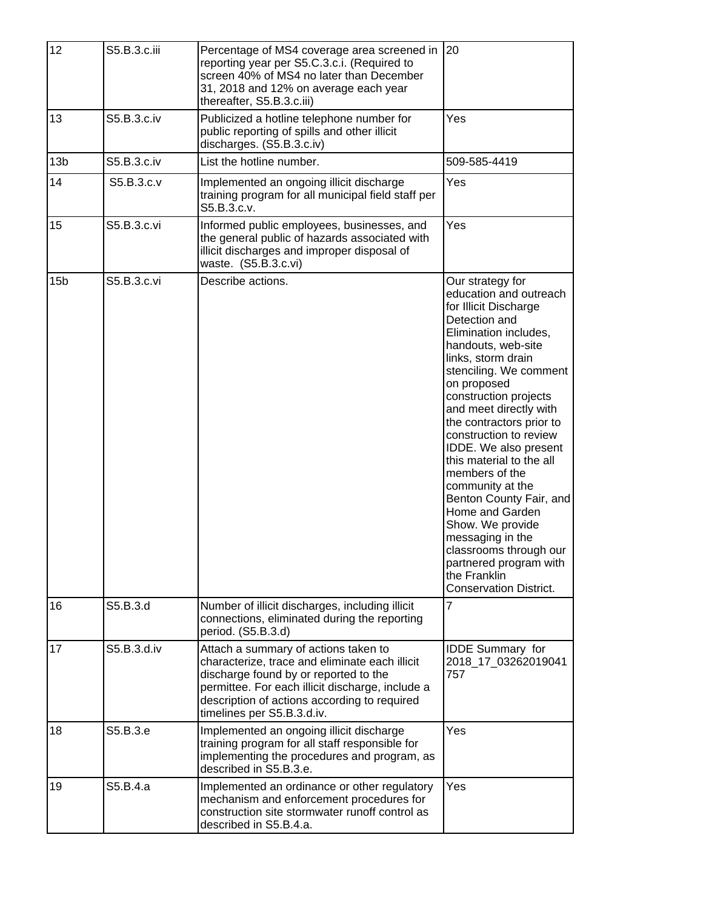| 12 | S5.B.3.c.iii | Percentage of MS4 coverage area screened in reporting year per S5.C.3.c.i. (Required to screen 40% of MS4 no later than December 31, 2018 and 12% on average each year thereafter, S5.B.3.c.iii) | 20 |
|---|---|---|---|
| 13 | S5.B.3.c.iv | Publicized a hotline telephone number for public reporting of spills and other illicit discharges. (S5.B.3.c.iv) | Yes |
| 13b | S5.B.3.c.iv | List the hotline number. | 509-585-4419 |
| 14 | S5.B.3.c.v | Implemented an ongoing illicit discharge training program for all municipal field staff per S5.B.3.c.v. | Yes |
| 15 | S5.B.3.c.vi | Informed public employees, businesses, and the general public of hazards associated with illicit discharges and improper disposal of waste. (S5.B.3.c.vi) | Yes |
| 15b | S5.B.3.c.vi | Describe actions. | Our strategy for education and outreach for Illicit Discharge Detection and Elimination includes, handouts, web-site links, storm drain stenciling. We comment on proposed construction projects and meet directly with the contractors prior to construction to review IDDE. We also present this material to the all members of the community at the Benton County Fair, and Home and Garden Show. We provide messaging in the classrooms through our partnered program with the Franklin Conservation District. |
| 16 | S5.B.3.d | Number of illicit discharges, including illicit connections, eliminated during the reporting period. (S5.B.3.d) | 7 |
| 17 | S5.B.3.d.iv | Attach a summary of actions taken to characterize, trace and eliminate each illicit discharge found by or reported to the permittee. For each illicit discharge, include a description of actions according to required timelines per S5.B.3.d.iv. | IDDE Summary for 2018_17_03262019041757 |
| 18 | S5.B.3.e | Implemented an ongoing illicit discharge training program for all staff responsible for implementing the procedures and program, as described in S5.B.3.e. | Yes |
| 19 | S5.B.4.a | Implemented an ordinance or other regulatory mechanism and enforcement procedures for construction site stormwater runoff control as described in S5.B.4.a. | Yes |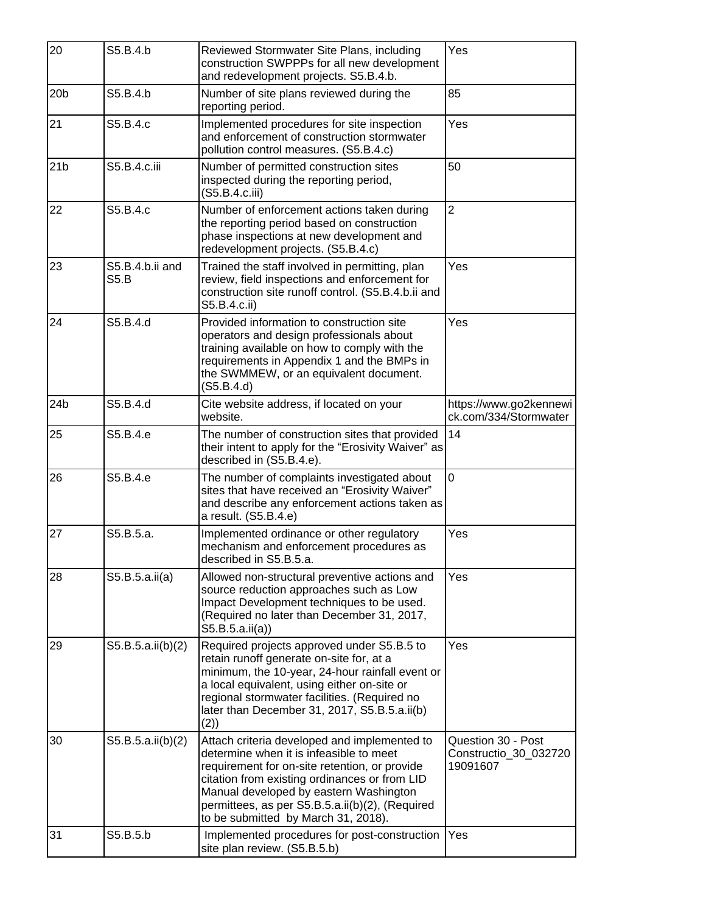| 20 | S5.B.4.b | Reviewed Stormwater Site Plans, including construction SWPPPs for all new development and redevelopment projects. S5.B.4.b. | Yes |
|---|---|---|---|
| 20b | S5.B.4.b | Number of site plans reviewed during the reporting period. | 85 |
| 21 | S5.B.4.c | Implemented procedures for site inspection and enforcement of construction stormwater pollution control measures. (S5.B.4.c) | Yes |
| 21b | S5.B.4.c.iii | Number of permitted construction sites inspected during the reporting period, (S5.B.4.c.iii) | 50 |
| 22 | S5.B.4.c | Number of enforcement actions taken during the reporting period based on construction phase inspections at new development and redevelopment projects. (S5.B.4.c) | 2 |
| 23 | S5.B.4.b.ii and S5.B | Trained the staff involved in permitting, plan review, field inspections and enforcement for construction site runoff control. (S5.B.4.b.ii and S5.B.4.c.ii) | Yes |
| 24 | S5.B.4.d | Provided information to construction site operators and design professionals about training available on how to comply with the requirements in Appendix 1 and the BMPs in the SWMMEW, or an equivalent document. (S5.B.4.d) | Yes |
| 24b | S5.B.4.d | Cite website address, if located on your website. | https://www.go2kennewick.com/334/Stormwater |
| 25 | S5.B.4.e | The number of construction sites that provided their intent to apply for the "Erosivity Waiver" as described in (S5.B.4.e). | 14 |
| 26 | S5.B.4.e | The number of complaints investigated about sites that have received an "Erosivity Waiver" and describe any enforcement actions taken as a result. (S5.B.4.e) | 0 |
| 27 | S5.B.5.a. | Implemented ordinance or other regulatory mechanism and enforcement procedures as described in S5.B.5.a. | Yes |
| 28 | S5.B.5.a.ii(a) | Allowed non-structural preventive actions and source reduction approaches such as Low Impact Development techniques to be used. (Required no later than December 31, 2017, S5.B.5.a.ii(a)) | Yes |
| 29 | S5.B.5.a.ii(b)(2) | Required projects approved under S5.B.5 to retain runoff generate on-site for, at a minimum, the 10-year, 24-hour rainfall event or a local equivalent, using either on-site or regional stormwater facilities. (Required no later than December 31, 2017, S5.B.5.a.ii(b)(2)) | Yes |
| 30 | S5.B.5.a.ii(b)(2) | Attach criteria developed and implemented to determine when it is infeasible to meet requirement for on-site retention, or provide citation from existing ordinances or from LID Manual developed by eastern Washington permittees, as per S5.B.5.a.ii(b)(2), (Required to be submitted by March 31, 2018). | Question 30 - Post Constructio_30_03272019091607 |
| 31 | S5.B.5.b | Implemented procedures for post-construction site plan review. (S5.B.5.b) | Yes |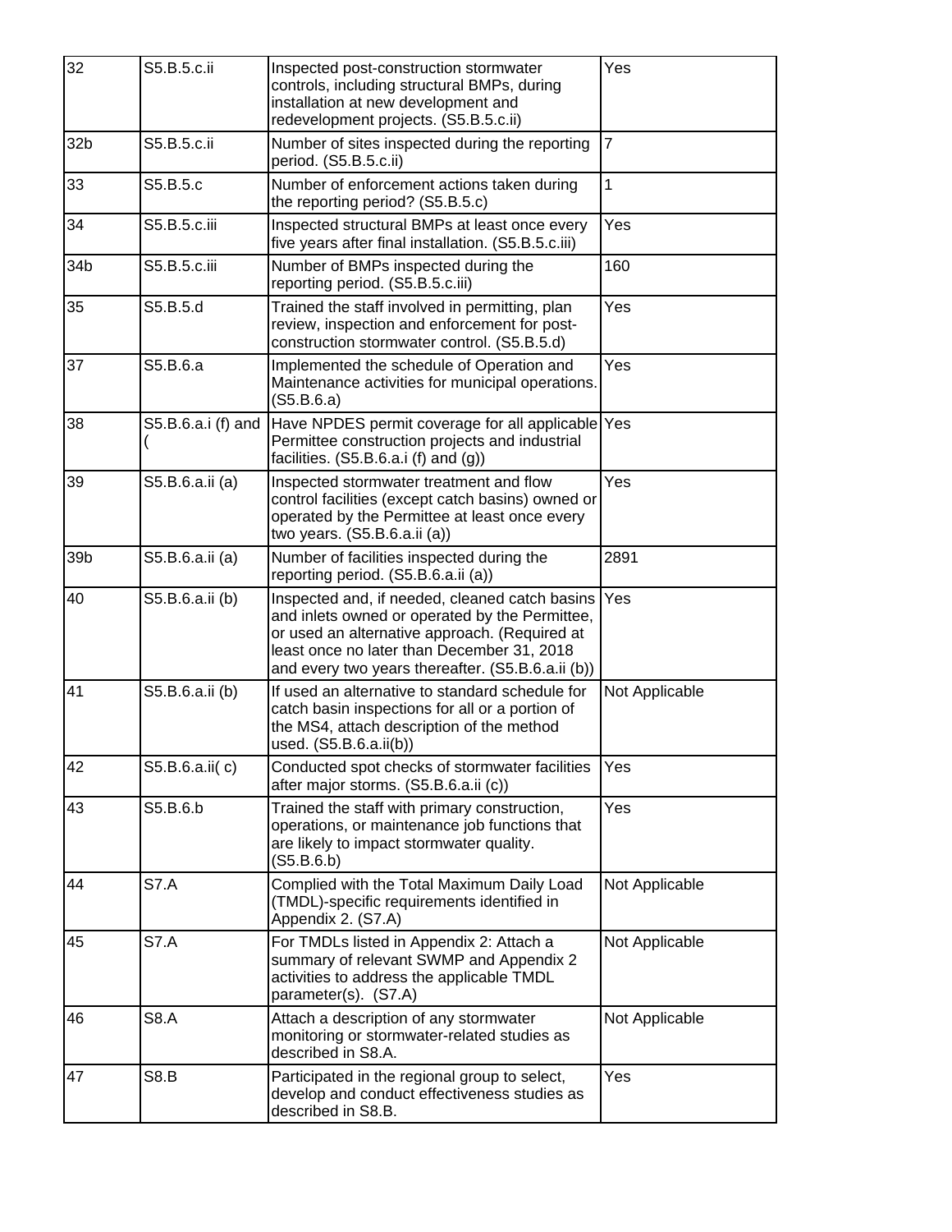| 32 | S5.B.5.c.ii | Inspected post-construction stormwater controls, including structural BMPs, during installation at new development and redevelopment projects. (S5.B.5.c.ii) | Yes |
|---|---|---|---|
| 32b | S5.B.5.c.ii | Number of sites inspected during the reporting period. (S5.B.5.c.ii) | 7 |
| 33 | S5.B.5.c | Number of enforcement actions taken during the reporting period? (S5.B.5.c) | 1 |
| 34 | S5.B.5.c.iii | Inspected structural BMPs at least once every five years after final installation. (S5.B.5.c.iii) | Yes |
| 34b | S5.B.5.c.iii | Number of BMPs inspected during the reporting period. (S5.B.5.c.iii) | 160 |
| 35 | S5.B.5.d | Trained the staff involved in permitting, plan review, inspection and enforcement for post-construction stormwater control. (S5.B.5.d) | Yes |
| 37 | S5.B.6.a | Implemented the schedule of Operation and Maintenance activities for municipal operations. (S5.B.6.a) | Yes |
| 38 | S5.B.6.a.i (f) and ( | Have NPDES permit coverage for all applicable Permittee construction projects and industrial facilities. (S5.B.6.a.i (f) and (g)) | Yes |
| 39 | S5.B.6.a.ii (a) | Inspected stormwater treatment and flow control facilities (except catch basins) owned or operated by the Permittee at least once every two years. (S5.B.6.a.ii (a)) | Yes |
| 39b | S5.B.6.a.ii (a) | Number of facilities inspected during the reporting period. (S5.B.6.a.ii (a)) | 2891 |
| 40 | S5.B.6.a.ii (b) | Inspected and, if needed, cleaned catch basins and inlets owned or operated by the Permittee, or used an alternative approach. (Required at least once no later than December 31, 2018 and every two years thereafter. (S5.B.6.a.ii (b)) | Yes |
| 41 | S5.B.6.a.ii (b) | If used an alternative to standard schedule for catch basin inspections for all or a portion of the MS4, attach description of the method used. (S5.B.6.a.ii(b)) | Not Applicable |
| 42 | S5.B.6.a.ii( c) | Conducted spot checks of stormwater facilities after major storms. (S5.B.6.a.ii (c)) | Yes |
| 43 | S5.B.6.b | Trained the staff with primary construction, operations, or maintenance job functions that are likely to impact stormwater quality. (S5.B.6.b) | Yes |
| 44 | S7.A | Complied with the Total Maximum Daily Load (TMDL)-specific requirements identified in Appendix 2. (S7.A) | Not Applicable |
| 45 | S7.A | For TMDLs listed in Appendix 2: Attach a summary of relevant SWMP and Appendix 2 activities to address the applicable TMDL parameter(s). (S7.A) | Not Applicable |
| 46 | S8.A | Attach a description of any stormwater monitoring or stormwater-related studies as described in S8.A. | Not Applicable |
| 47 | S8.B | Participated in the regional group to select, develop and conduct effectiveness studies as described in S8.B. | Yes |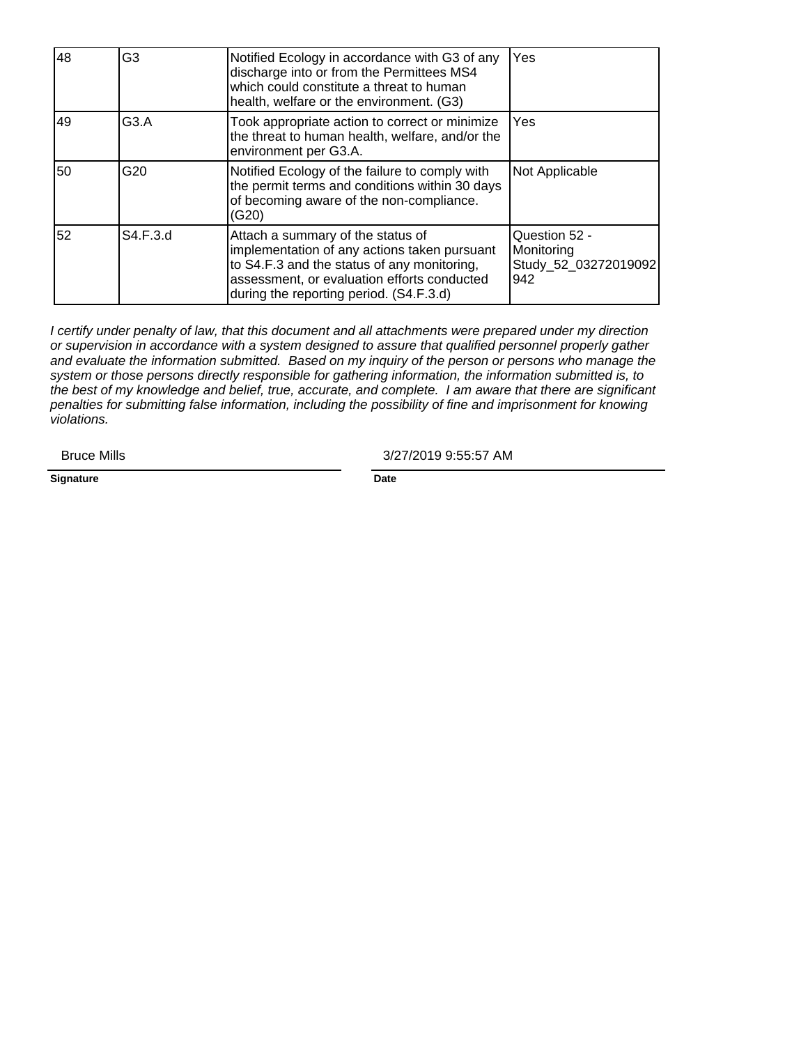| 48 | G3 | Notified Ecology in accordance with G3 of any discharge into or from the Permittees MS4 which could constitute a threat to human health, welfare or the environment. (G3) | Yes |
|---|---|---|---|
| 49 | G3.A | Took appropriate action to correct or minimize the threat to human health, welfare, and/or the environment per G3.A. | Yes |
| 50 | G20 | Notified Ecology of the failure to comply with the permit terms and conditions within 30 days of becoming aware of the non-compliance. (G20) | Not Applicable |
| 52 | S4.F.3.d | Attach a summary of the status of implementation of any actions taken pursuant to S4.F.3 and the status of any monitoring, assessment, or evaluation efforts conducted during the reporting period. (S4.F.3.d) | Question 52 - Monitoring Study_52_03272019092942 |

*I certify under penalty of law, that this document and all attachments were prepared under my direction or supervision in accordance with a system designed to assure that qualified personnel properly gather and evaluate the information submitted. Based on my inquiry of the person or persons who manage the system or those persons directly responsible for gathering information, the information submitted is, to the best of my knowledge and belief, true, accurate, and complete. I am aware that there are significant penalties for submitting false information, including the possibility of fine and imprisonment for knowing violations.*

Bruce Mills — 3/27/2019 9:55:57 AM

**Signature** — **Date**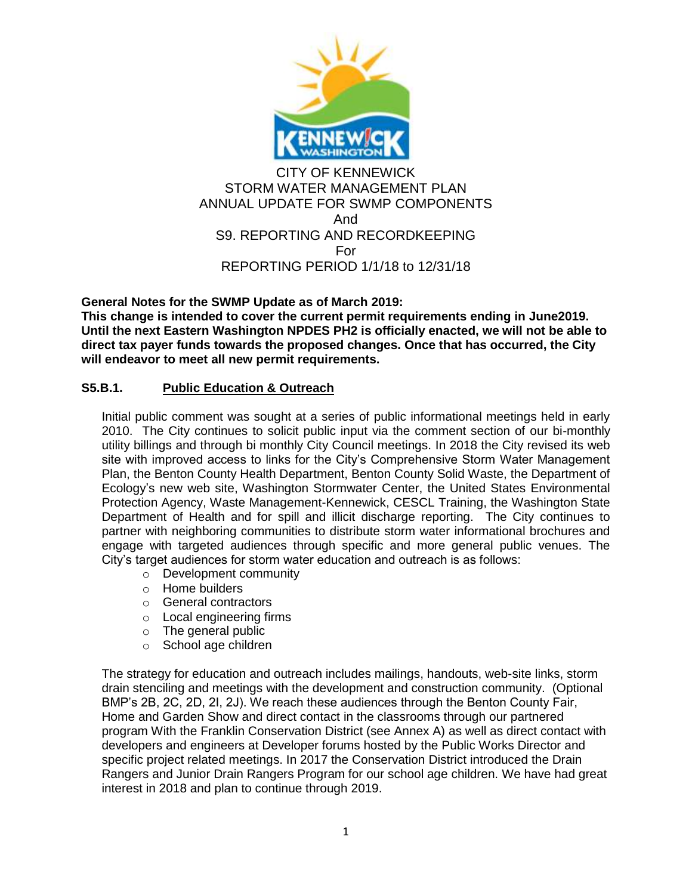CITY OF KENNEWICK
STORM WATER MANAGEMENT PLAN
ANNUAL UPDATE FOR SWMP COMPONENTS
And
S9. REPORTING AND RECORDKEEPING
For
REPORTING PERIOD 1/1/18 to 12/31/18

**General Notes for the SWMP Update as of March 2019:**
**This change is intended to cover the current permit requirements ending in June2019. Until the next Eastern Washington NPDES PH2 is officially enacted, we will not be able to direct tax payer funds towards the proposed changes. Once that has occurred, the City will endeavor to meet all new permit requirements.**

## S5.B.1. Public Education & Outreach

Initial public comment was sought at a series of public informational meetings held in early 2010. The City continues to solicit public input via the comment section of our bi-monthly utility billings and through bi monthly City Council meetings. In 2018 the City revised its web site with improved access to links for the City's Comprehensive Storm Water Management Plan, the Benton County Health Department, Benton County Solid Waste, the Department of Ecology's new web site, Washington Stormwater Center, the United States Environmental Protection Agency, Waste Management-Kennewick, CESCL Training, the Washington State Department of Health and for spill and illicit discharge reporting. The City continues to partner with neighboring communities to distribute storm water informational brochures and engage with targeted audiences through specific and more general public venues. The City's target audiences for storm water education and outreach is as follows:

- Development community
- Home builders
- General contractors
- Local engineering firms
- The general public
- School age children

The strategy for education and outreach includes mailings, handouts, web-site links, storm drain stenciling and meetings with the development and construction community. (Optional BMP's 2B, 2C, 2D, 2I, 2J). We reach these audiences through the Benton County Fair, Home and Garden Show and direct contact in the classrooms through our partnered program With the Franklin Conservation District (see Annex A) as well as direct contact with developers and engineers at Developer forums hosted by the Public Works Director and specific project related meetings. In 2017 the Conservation District introduced the Drain Rangers and Junior Drain Rangers Program for our school age children. We have had great interest in 2018 and plan to continue through 2019.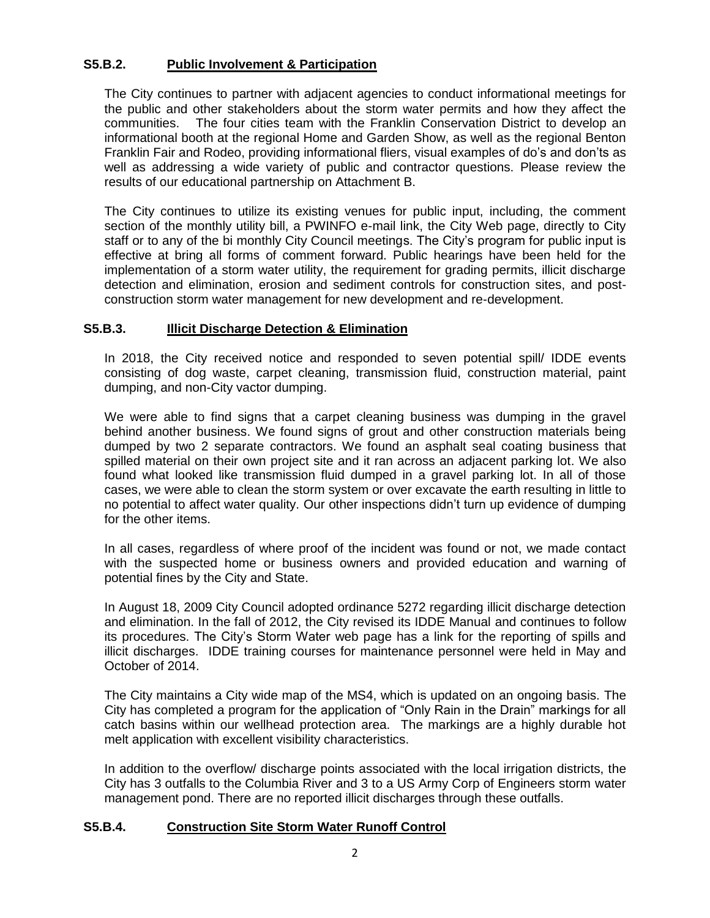### S5.B.2. Public Involvement & Participation

The City continues to partner with adjacent agencies to conduct informational meetings for the public and other stakeholders about the storm water permits and how they affect the communities. The four cities team with the Franklin Conservation District to develop an informational booth at the regional Home and Garden Show, as well as the regional Benton Franklin Fair and Rodeo, providing informational fliers, visual examples of do's and don'ts as well as addressing a wide variety of public and contractor questions. Please review the results of our educational partnership on Attachment B.

The City continues to utilize its existing venues for public input, including, the comment section of the monthly utility bill, a PWINFO e-mail link, the City Web page, directly to City staff or to any of the bi monthly City Council meetings. The City's program for public input is effective at bring all forms of comment forward. Public hearings have been held for the implementation of a storm water utility, the requirement for grading permits, illicit discharge detection and elimination, erosion and sediment controls for construction sites, and post-construction storm water management for new development and re-development.

### S5.B.3. Illicit Discharge Detection & Elimination

In 2018, the City received notice and responded to seven potential spill/ IDDE events consisting of dog waste, carpet cleaning, transmission fluid, construction material, paint dumping, and non-City vactor dumping.

We were able to find signs that a carpet cleaning business was dumping in the gravel behind another business. We found signs of grout and other construction materials being dumped by two 2 separate contractors. We found an asphalt seal coating business that spilled material on their own project site and it ran across an adjacent parking lot. We also found what looked like transmission fluid dumped in a gravel parking lot. In all of those cases, we were able to clean the storm system or over excavate the earth resulting in little to no potential to affect water quality. Our other inspections didn't turn up evidence of dumping for the other items.

In all cases, regardless of where proof of the incident was found or not, we made contact with the suspected home or business owners and provided education and warning of potential fines by the City and State.

In August 18, 2009 City Council adopted ordinance 5272 regarding illicit discharge detection and elimination. In the fall of 2012, the City revised its IDDE Manual and continues to follow its procedures. The City's Storm Water web page has a link for the reporting of spills and illicit discharges. IDDE training courses for maintenance personnel were held in May and October of 2014.

The City maintains a City wide map of the MS4, which is updated on an ongoing basis. The City has completed a program for the application of "Only Rain in the Drain" markings for all catch basins within our wellhead protection area. The markings are a highly durable hot melt application with excellent visibility characteristics.

In addition to the overflow/ discharge points associated with the local irrigation districts, the City has 3 outfalls to the Columbia River and 3 to a US Army Corp of Engineers storm water management pond. There are no reported illicit discharges through these outfalls.

### S5.B.4. Construction Site Storm Water Runoff Control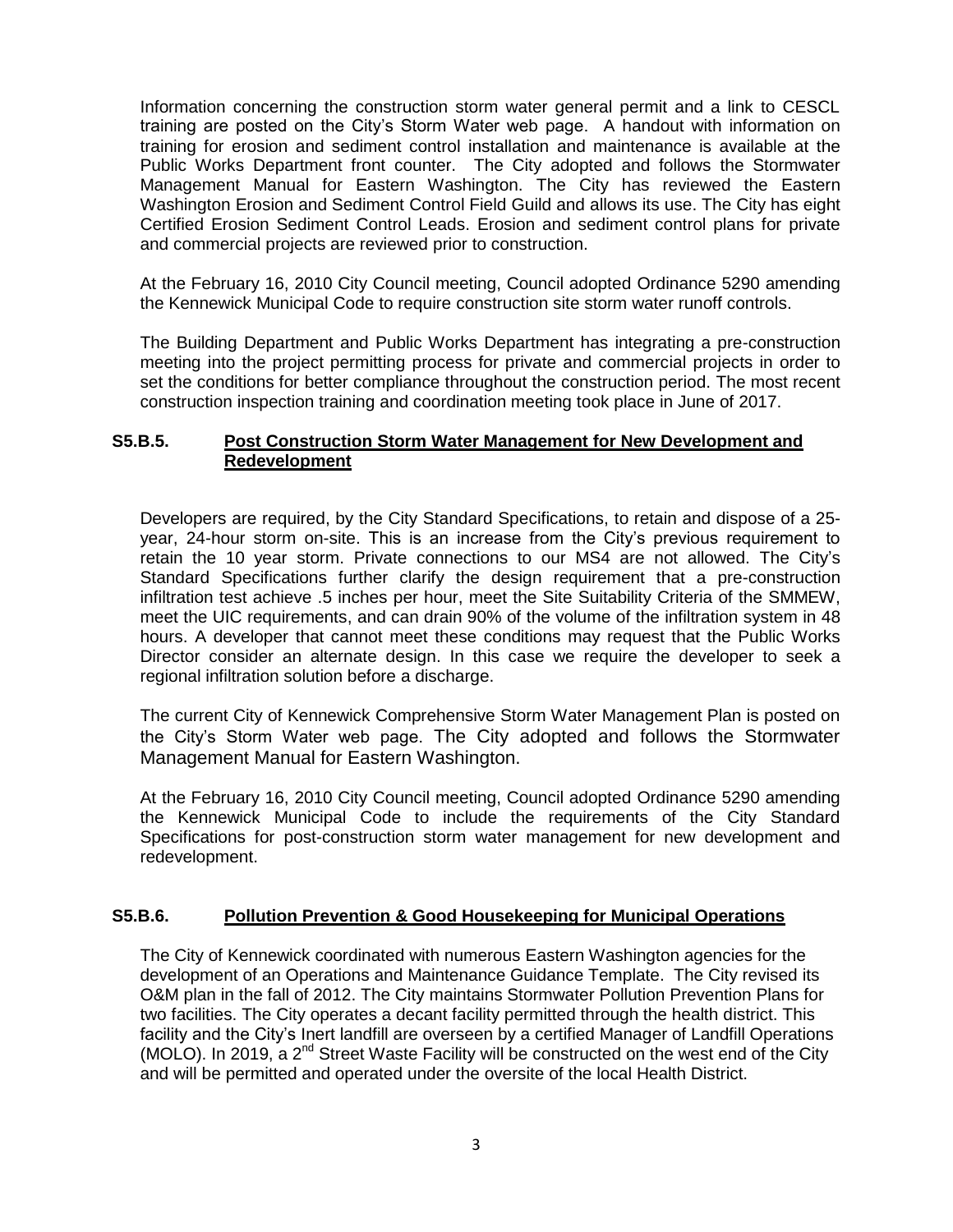Information concerning the construction storm water general permit and a link to CESCL training are posted on the City's Storm Water web page. A handout with information on training for erosion and sediment control installation and maintenance is available at the Public Works Department front counter. The City adopted and follows the Stormwater Management Manual for Eastern Washington. The City has reviewed the Eastern Washington Erosion and Sediment Control Field Guild and allows its use. The City has eight Certified Erosion Sediment Control Leads. Erosion and sediment control plans for private and commercial projects are reviewed prior to construction.

At the February 16, 2010 City Council meeting, Council adopted Ordinance 5290 amending the Kennewick Municipal Code to require construction site storm water runoff controls.

The Building Department and Public Works Department has integrating a pre-construction meeting into the project permitting process for private and commercial projects in order to set the conditions for better compliance throughout the construction period. The most recent construction inspection training and coordination meeting took place in June of 2017.

### S5.B.5. Post Construction Storm Water Management for New Development and Redevelopment

Developers are required, by the City Standard Specifications, to retain and dispose of a 25-year, 24-hour storm on-site. This is an increase from the City's previous requirement to retain the 10 year storm. Private connections to our MS4 are not allowed. The City's Standard Specifications further clarify the design requirement that a pre-construction infiltration test achieve .5 inches per hour, meet the Site Suitability Criteria of the SMMEW, meet the UIC requirements, and can drain 90% of the volume of the infiltration system in 48 hours. A developer that cannot meet these conditions may request that the Public Works Director consider an alternate design. In this case we require the developer to seek a regional infiltration solution before a discharge.

The current City of Kennewick Comprehensive Storm Water Management Plan is posted on the City's Storm Water web page. The City adopted and follows the Stormwater Management Manual for Eastern Washington.

At the February 16, 2010 City Council meeting, Council adopted Ordinance 5290 amending the Kennewick Municipal Code to include the requirements of the City Standard Specifications for post-construction storm water management for new development and redevelopment.

### S5.B.6. Pollution Prevention & Good Housekeeping for Municipal Operations

The City of Kennewick coordinated with numerous Eastern Washington agencies for the development of an Operations and Maintenance Guidance Template. The City revised its O&M plan in the fall of 2012. The City maintains Stormwater Pollution Prevention Plans for two facilities. The City operates a decant facility permitted through the health district. This facility and the City's Inert landfill are overseen by a certified Manager of Landfill Operations (MOLO). In 2019, a 2nd Street Waste Facility will be constructed on the west end of the City and will be permitted and operated under the oversite of the local Health District.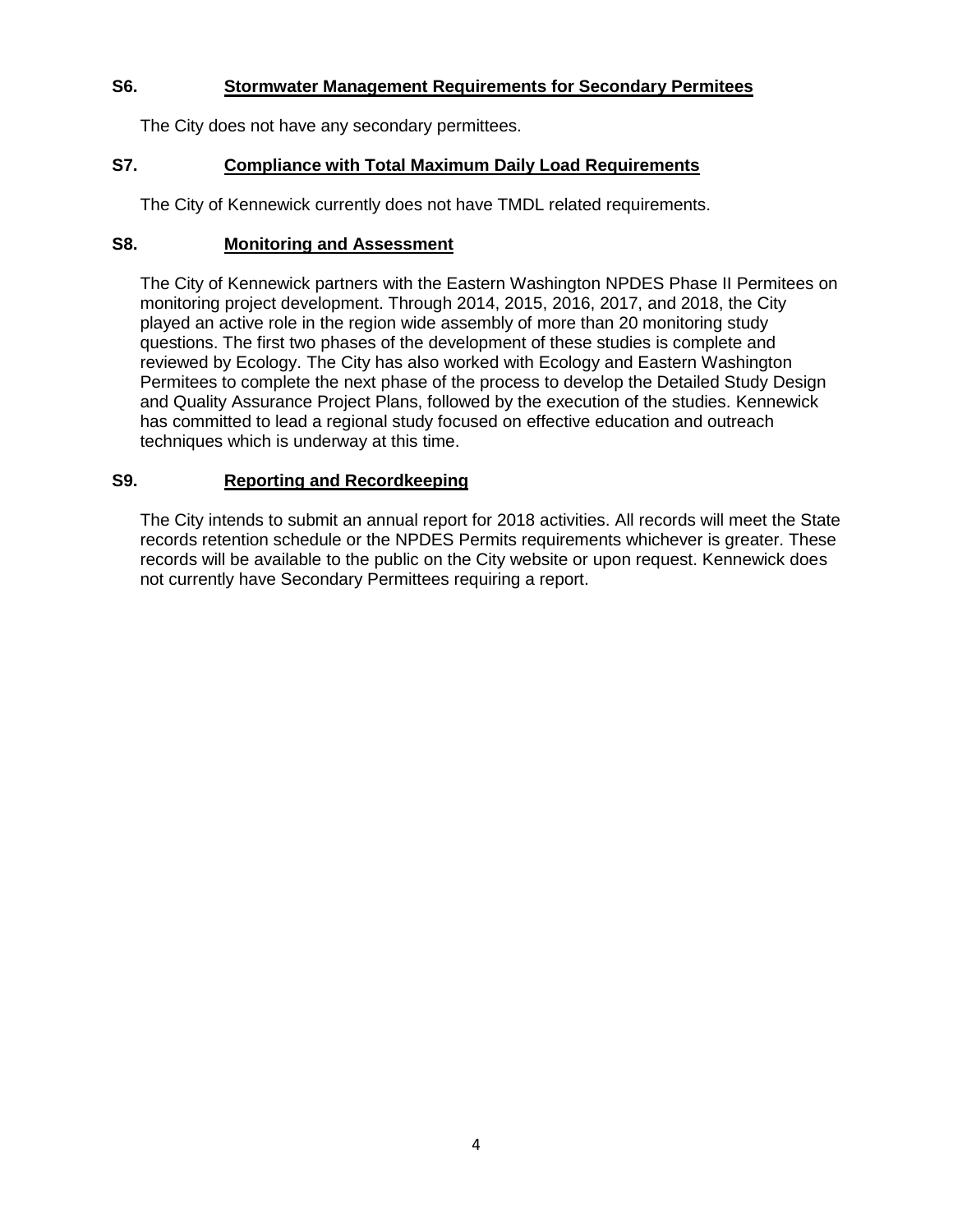## S6. Stormwater Management Requirements for Secondary Permitees

The City does not have any secondary permittees.

## S7. Compliance with Total Maximum Daily Load Requirements

The City of Kennewick currently does not have TMDL related requirements.

## S8. Monitoring and Assessment

The City of Kennewick partners with the Eastern Washington NPDES Phase II Permitees on monitoring project development. Through 2014, 2015, 2016, 2017, and 2018, the City played an active role in the region wide assembly of more than 20 monitoring study questions. The first two phases of the development of these studies is complete and reviewed by Ecology. The City has also worked with Ecology and Eastern Washington Permitees to complete the next phase of the process to develop the Detailed Study Design and Quality Assurance Project Plans, followed by the execution of the studies. Kennewick has committed to lead a regional study focused on effective education and outreach techniques which is underway at this time.

## S9. Reporting and Recordkeeping

The City intends to submit an annual report for 2018 activities. All records will meet the State records retention schedule or the NPDES Permits requirements whichever is greater. These records will be available to the public on the City website or upon request. Kennewick does not currently have Secondary Permittees requiring a report.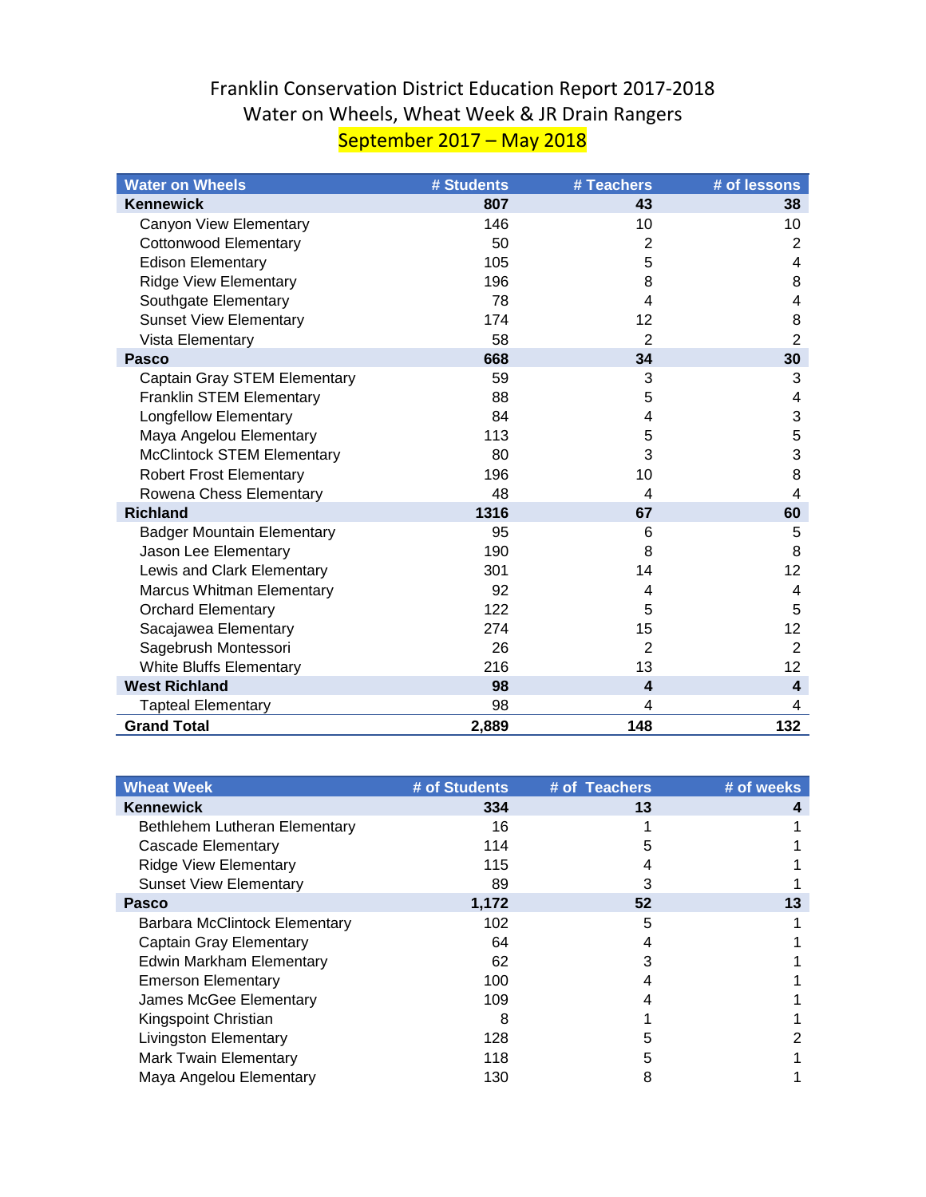# Franklin Conservation District Education Report 2017-2018
## Water on Wheels, Wheat Week & JR Drain Rangers
## September 2017 – May 2018

| Water on Wheels | # Students | # Teachers | # of lessons |
|---|---|---|---|
| **Kennewick** | **807** | **43** | **38** |
| Canyon View Elementary | 146 | 10 | 10 |
| Cottonwood Elementary | 50 | 2 | 2 |
| Edison Elementary | 105 | 5 | 4 |
| Ridge View Elementary | 196 | 8 | 8 |
| Southgate Elementary | 78 | 4 | 4 |
| Sunset View Elementary | 174 | 12 | 8 |
| Vista Elementary | 58 | 2 | 2 |
| **Pasco** | **668** | **34** | **30** |
| Captain Gray STEM Elementary | 59 | 3 | 3 |
| Franklin STEM Elementary | 88 | 5 | 4 |
| Longfellow Elementary | 84 | 4 | 3 |
| Maya Angelou Elementary | 113 | 5 | 5 |
| McClintock STEM Elementary | 80 | 3 | 3 |
| Robert Frost Elementary | 196 | 10 | 8 |
| Rowena Chess Elementary | 48 | 4 | 4 |
| **Richland** | **1316** | **67** | **60** |
| Badger Mountain Elementary | 95 | 6 | 5 |
| Jason Lee Elementary | 190 | 8 | 8 |
| Lewis and Clark Elementary | 301 | 14 | 12 |
| Marcus Whitman Elementary | 92 | 4 | 4 |
| Orchard Elementary | 122 | 5 | 5 |
| Sacajawea Elementary | 274 | 15 | 12 |
| Sagebrush Montessori | 26 | 2 | 2 |
| White Bluffs Elementary | 216 | 13 | 12 |
| **West Richland** | **98** | **4** | **4** |
| Tapteal Elementary | 98 | 4 | 4 |
| **Grand Total** | **2,889** | **148** | **132** |

| Wheat Week | # of Students | # of Teachers | # of weeks |
|---|---|---|---|
| **Kennewick** | **334** | **13** | **4** |
| Bethlehem Lutheran Elementary | 16 | 1 | 1 |
| Cascade Elementary | 114 | 5 | 1 |
| Ridge View Elementary | 115 | 4 | 1 |
| Sunset View Elementary | 89 | 3 | 1 |
| **Pasco** | **1,172** | **52** | **13** |
| Barbara McClintock Elementary | 102 | 5 | 1 |
| Captain Gray Elementary | 64 | 4 | 1 |
| Edwin Markham Elementary | 62 | 3 | 1 |
| Emerson Elementary | 100 | 4 | 1 |
| James McGee Elementary | 109 | 4 | 1 |
| Kingspoint Christian | 8 | 1 | 1 |
| Livingston Elementary | 128 | 5 | 2 |
| Mark Twain Elementary | 118 | 5 | 1 |
| Maya Angelou Elementary | 130 | 8 | 1 |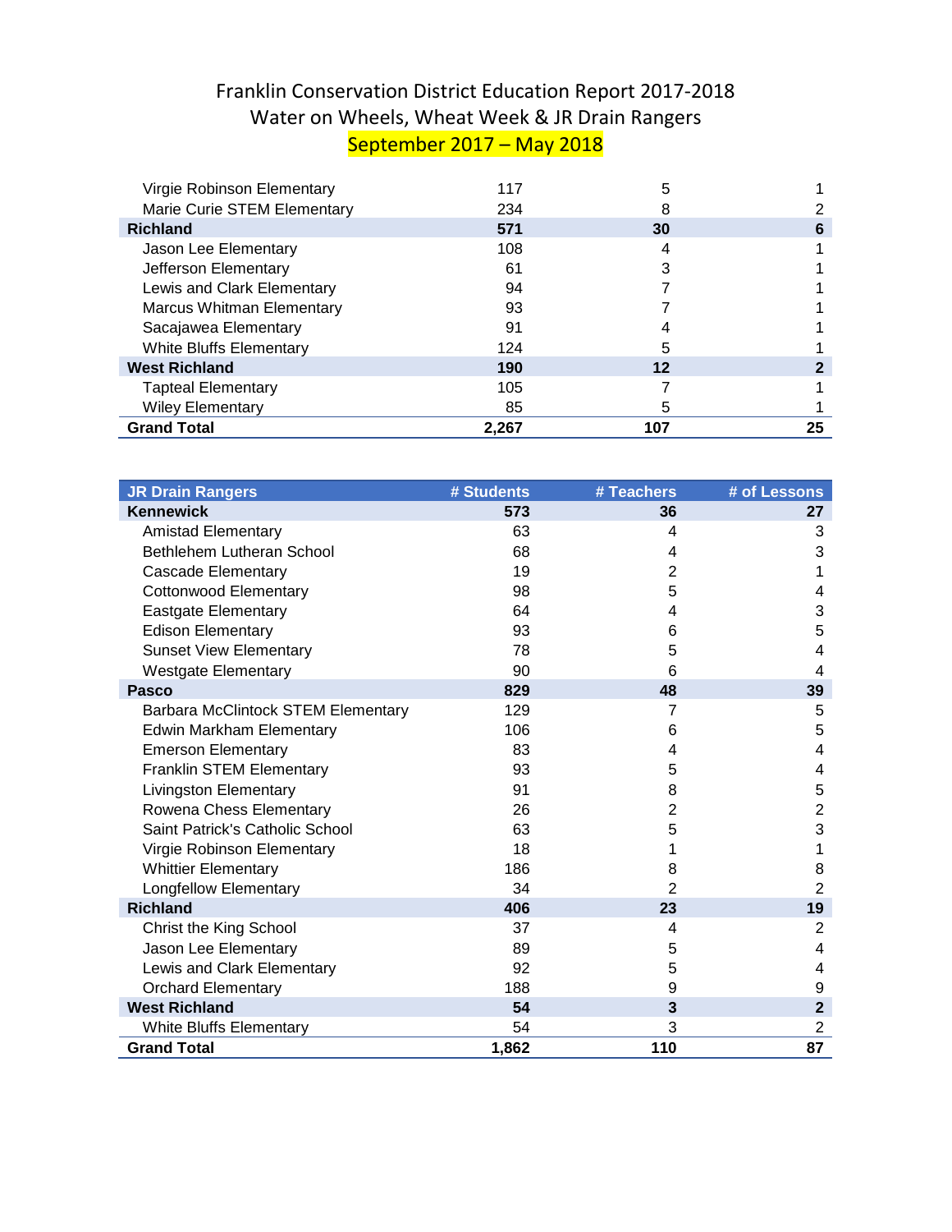# Franklin Conservation District Education Report 2017-2018
## Water on Wheels, Wheat Week & JR Drain Rangers
### September 2017 – May 2018

| | | | |
|---|---|---|---|
| Virgie Robinson Elementary | 117 | 5 | 1 |
| Marie Curie STEM Elementary | 234 | 8 | 2 |
| **Richland** | **571** | **30** | **6** |
| Jason Lee Elementary | 108 | 4 | 1 |
| Jefferson Elementary | 61 | 3 | 1 |
| Lewis and Clark Elementary | 94 | 7 | 1 |
| Marcus Whitman Elementary | 93 | 7 | 1 |
| Sacajawea Elementary | 91 | 4 | 1 |
| White Bluffs Elementary | 124 | 5 | 1 |
| **West Richland** | **190** | **12** | **2** |
| Tapteal Elementary | 105 | 7 | 1 |
| Wiley Elementary | 85 | 5 | 1 |
| **Grand Total** | **2,267** | **107** | **25** |

| JR Drain Rangers | # Students | # Teachers | # of Lessons |
|---|---|---|---|
| **Kennewick** | **573** | **36** | **27** |
| Amistad Elementary | 63 | 4 | 3 |
| Bethlehem Lutheran School | 68 | 4 | 3 |
| Cascade Elementary | 19 | 2 | 1 |
| Cottonwood Elementary | 98 | 5 | 4 |
| Eastgate Elementary | 64 | 4 | 3 |
| Edison Elementary | 93 | 6 | 5 |
| Sunset View Elementary | 78 | 5 | 4 |
| Westgate Elementary | 90 | 6 | 4 |
| **Pasco** | **829** | **48** | **39** |
| Barbara McClintock STEM Elementary | 129 | 7 | 5 |
| Edwin Markham Elementary | 106 | 6 | 5 |
| Emerson Elementary | 83 | 4 | 4 |
| Franklin STEM Elementary | 93 | 5 | 4 |
| Livingston Elementary | 91 | 8 | 5 |
| Rowena Chess Elementary | 26 | 2 | 2 |
| Saint Patrick's Catholic School | 63 | 5 | 3 |
| Virgie Robinson Elementary | 18 | 1 | 1 |
| Whittier Elementary | 186 | 8 | 8 |
| Longfellow Elementary | 34 | 2 | 2 |
| **Richland** | **406** | **23** | **19** |
| Christ the King School | 37 | 4 | 2 |
| Jason Lee Elementary | 89 | 5 | 4 |
| Lewis and Clark Elementary | 92 | 5 | 4 |
| Orchard Elementary | 188 | 9 | 9 |
| **West Richland** | **54** | **3** | **2** |
| White Bluffs Elementary | 54 | 3 | 2 |
| **Grand Total** | **1,862** | **110** | **87** |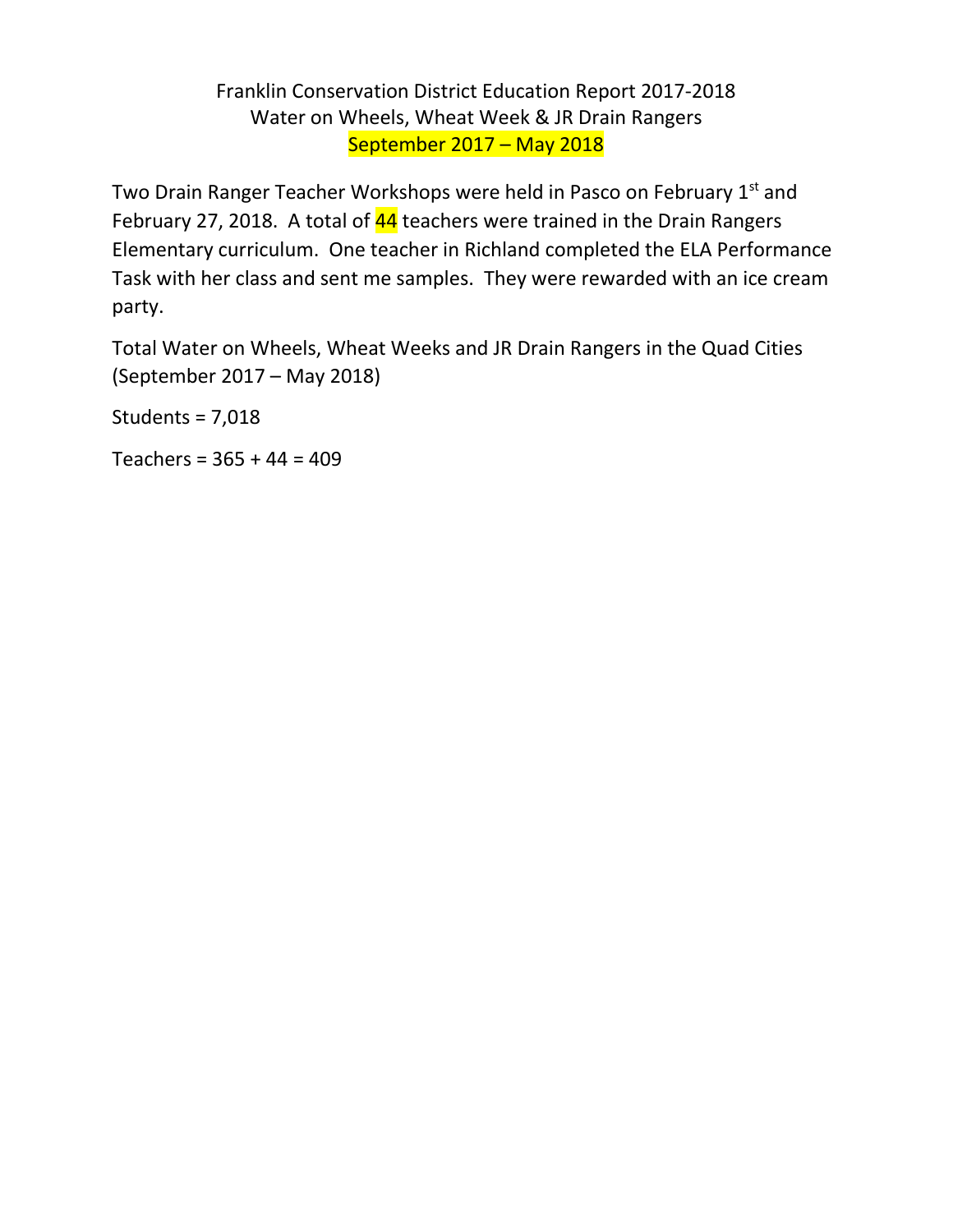# Franklin Conservation District Education Report 2017-2018
## Water on Wheels, Wheat Week & JR Drain Rangers
## September 2017 – May 2018

Two Drain Ranger Teacher Workshops were held in Pasco on February 1st and February 27, 2018. A total of 44 teachers were trained in the Drain Rangers Elementary curriculum. One teacher in Richland completed the ELA Performance Task with her class and sent me samples. They were rewarded with an ice cream party.

Total Water on Wheels, Wheat Weeks and JR Drain Rangers in the Quad Cities (September 2017 – May 2018)

Students = 7,018

Teachers = 365 + 44 = 409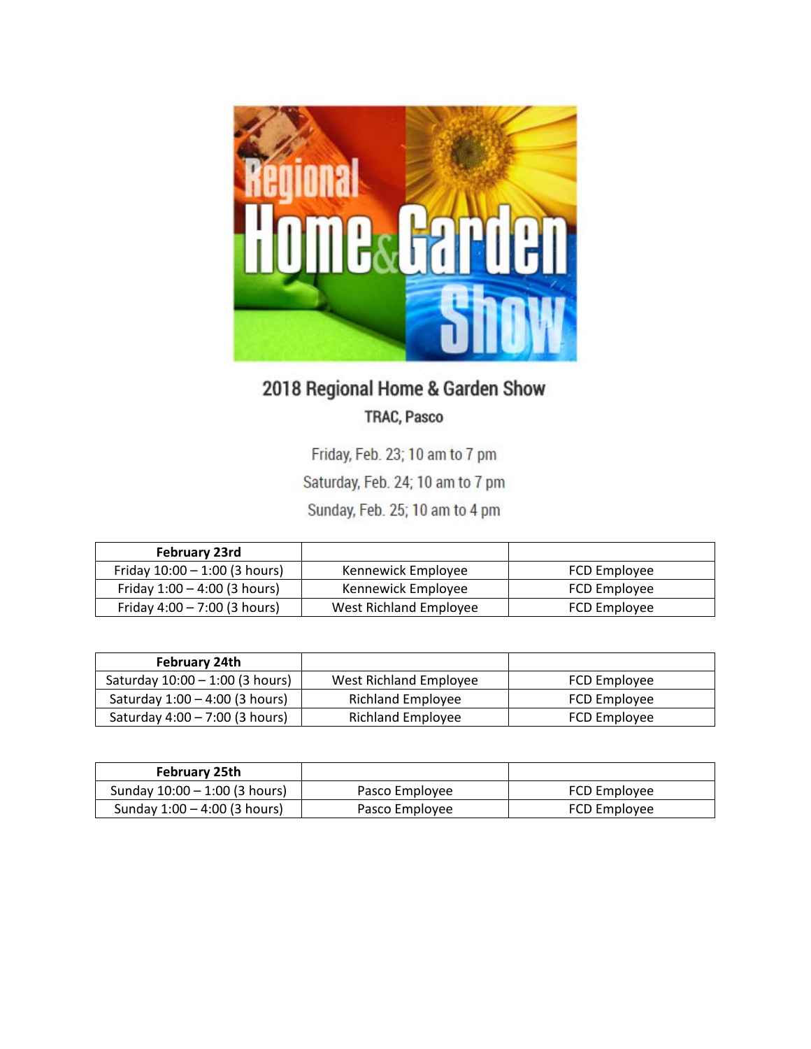2018 Regional Home & Garden Show

TRAC, Pasco

Friday, Feb. 23; 10 am to 7 pm

Saturday, Feb. 24; 10 am to 7 pm

Sunday, Feb. 25; 10 am to 4 pm

| February 23rd | | |
|---|---|---|
| Friday 10:00 – 1:00 (3 hours) | Kennewick Employee | FCD Employee |
| Friday 1:00 – 4:00 (3 hours) | Kennewick Employee | FCD Employee |
| Friday 4:00 – 7:00 (3 hours) | West Richland Employee | FCD Employee |

| February 24th | | |
|---|---|---|
| Saturday 10:00 – 1:00 (3 hours) | West Richland Employee | FCD Employee |
| Saturday 1:00 – 4:00 (3 hours) | Richland Employee | FCD Employee |
| Saturday 4:00 – 7:00 (3 hours) | Richland Employee | FCD Employee |

| February 25th | | |
|---|---|---|
| Sunday 10:00 – 1:00 (3 hours) | Pasco Employee | FCD Employee |
| Sunday 1:00 – 4:00 (3 hours) | Pasco Employee | FCD Employee |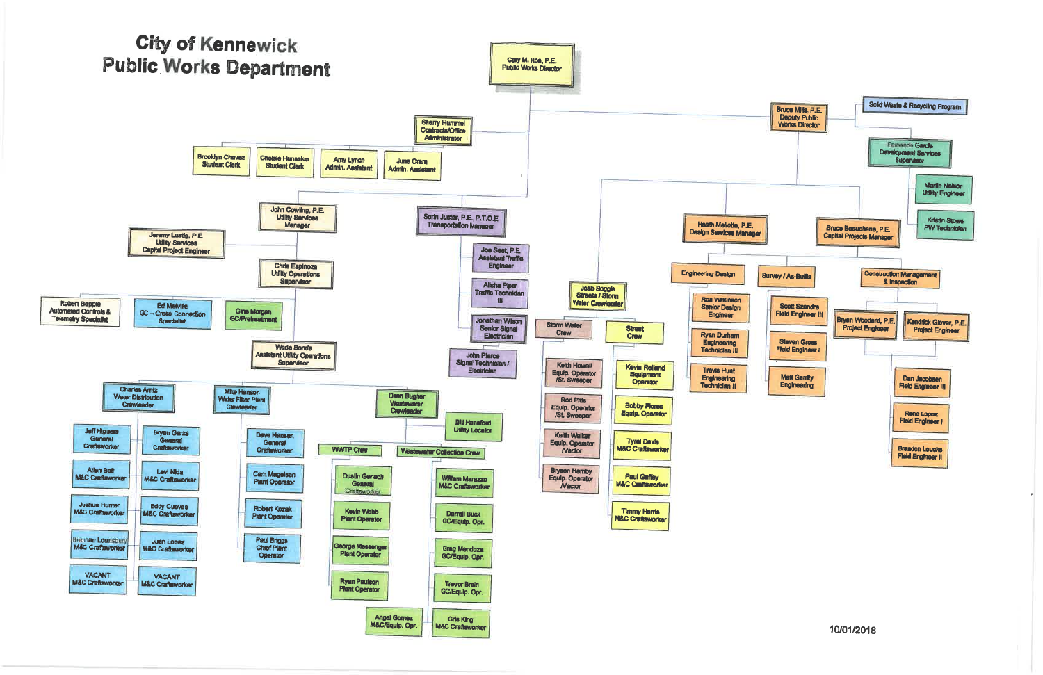# City of Kennewick Public Works Department

- **Cary M. Roe, P.E.** – Public Works Director
  - **Sherry Hummel** – Contracts/Office Administrator
    - Brooklyn Chavez – Student Clerk
    - Chelsie Hunsaker – Student Clerk
    - Amy Lynch – Admin. Assistant
    - June Cram – Admin. Assistant
  - **John Cowling, P.E.** – Utility Services Manager
    - Jeremy Lustig, P.E – Utility Services Capital Project Engineer
    - **Chris Espinoza** – Utility Operations Supervisor
      - Robert Bepple – Automated Controls & Telemetry Specialist
      - Ed Melville – CC – Cross Connection Specialist
      - Gina Morgan – GC/Pretreatment
      - **Wade Bonds** – Assistant Utility Operations Supervisor
        - **Charles Arntz** – Water Distribution Crewleader
          - Jeff Higuera – General Craftsworker
          - Bryan Garza – General Craftsworker
          - Allen Bolt – M&C Craftsworker
          - Levi Nida – M&C Craftsworker
          - Joshua Hunter – M&C Craftsworker
          - Eddy Cuevas – M&C Craftsworker
          - Brennan Lounsbury – M&C Craftsworker
          - Juan Lopez – M&C Craftsworker
          - VACANT – M&C Craftsworker
          - VACANT – M&C Craftsworker
        - **Mike Hanson** – Water Filter Plant Crewleader
          - Dave Hansen – General Craftsworker
          - Cam Magelsen – Plant Operator
          - Robert Kozak – Plant Operator
          - Paul Briggs – Chief Plant Operator
        - **Dean Bugher** – Wastewater Crewleader
          - Bill Hansford – Utility Locator
          - **WWTP Crew**
            - Dustin Gerlach – General Craftsworker
            - Kevin Webb – Plant Operator
            - George Messenger – Plant Operator
            - Ryan Paulson – Plant Operator
            - Angel Gomez – M&C/Equip. Opr.
          - **Wastewater Collection Crew**
            - William Marazzo – M&C Craftsworker
            - Darrell Buck – GC/Equip. Opr.
            - Greg Mendoza – GC/Equip. Opr.
            - Trevor Brain – GC/Equip. Opr.
            - Cris King – M&C Craftsworker
  - **Sorin Juster, P.E., P.T.O.E** – Transportation Manager
    - Joe Seet, P.E. – Assistant Traffic Engineer
    - Alisha Piper – Traffic Technician III
    - Jonathan Wilson – Senior Signal Electrician
    - John Pierce – Signal Technician / Electrician
  - **Bruce Mills, P.E.** – Deputy Public Works Director
    - Solid Waste & Recycling Program
    - **Fernando Garcia** – Development Services Supervisor
      - Martin Nelson – Utility Engineer
      - Kristin Stowe – PW Technician
    - **Josh Soggie** – Streets / Storm Water Crewleader
      - **Storm Water Crew**
        - Keith Howell – Equip. Operator /St. Sweeper
        - Rod Pitts – Equip. Operator /St. Sweeper
        - Keith Walker – Equip. Operator /Vactor
        - Bryson Hamby – Equip. Operator /Vactor
      - **Street Crew**
        - Kevin Reiland – Equipment Operator
        - Bobby Flores – Equip. Operator
        - Tyrel Davis – M&C Craftsworker
        - Paul Gaffey – M&C Craftsworker
        - Timmy Harris – M&C Craftsworker
    - **Heath Mellotte, P.E.** – Design Services Manager
      - **Engineering Design**
        - Ron Wilkinson – Senior Design Engineer
        - Ryan Durham – Engineering Technician III
        - Travis Hunt – Engineering Technician II
      - **Survey / As-Builts**
        - Scott Szandra – Field Engineer III
        - Steven Gross – Field Engineer I
        - Matt Garrity – Engineering
    - **Bruce Beauchene, P.E.** – Capital Projects Manager
      - **Construction Management & Inspection**
        - Bryan Woodard, P.E. – Project Engineer
        - Kendrick Glover, P.E. – Project Engineer
        - Dan Jacobsen – Field Engineer III
        - Rene Lopez – Field Engineer I
        - Brandon Loucks – Field Engineer II

10/01/2018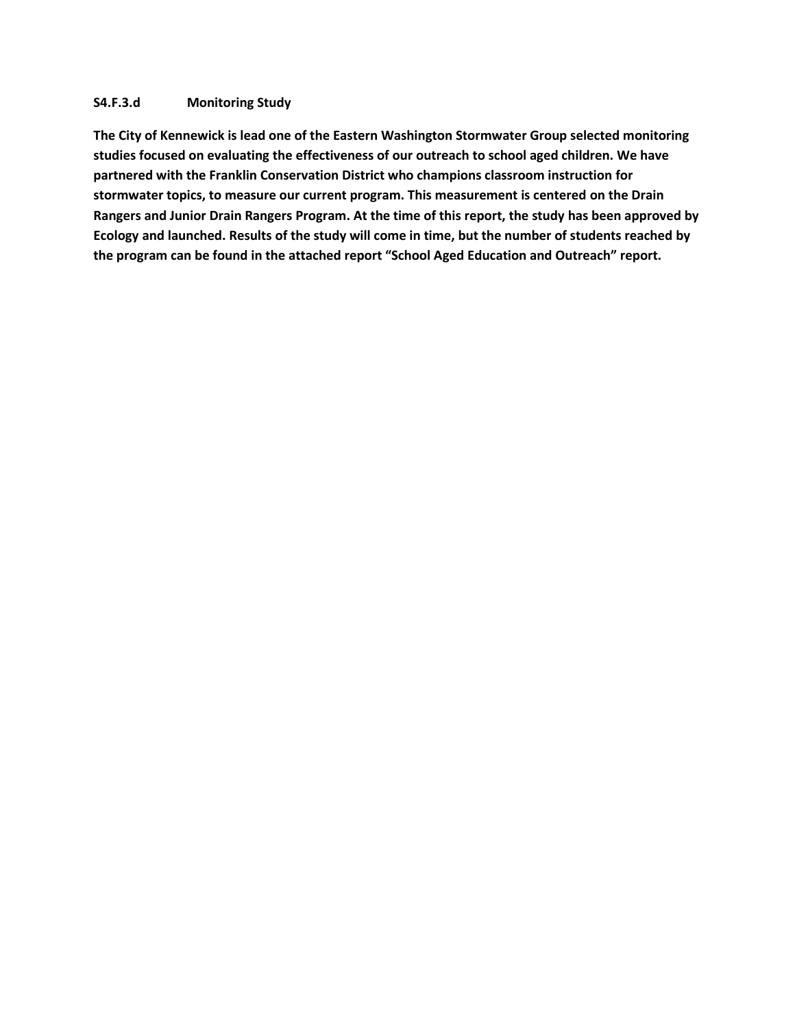**S4.F.3.d Monitoring Study**

**The City of Kennewick is lead one of the Eastern Washington Stormwater Group selected monitoring studies focused on evaluating the effectiveness of our outreach to school aged children. We have partnered with the Franklin Conservation District who champions classroom instruction for stormwater topics, to measure our current program. This measurement is centered on the Drain Rangers and Junior Drain Rangers Program. At the time of this report, the study has been approved by Ecology and launched. Results of the study will come in time, but the number of students reached by the program can be found in the attached report "School Aged Education and Outreach" report.**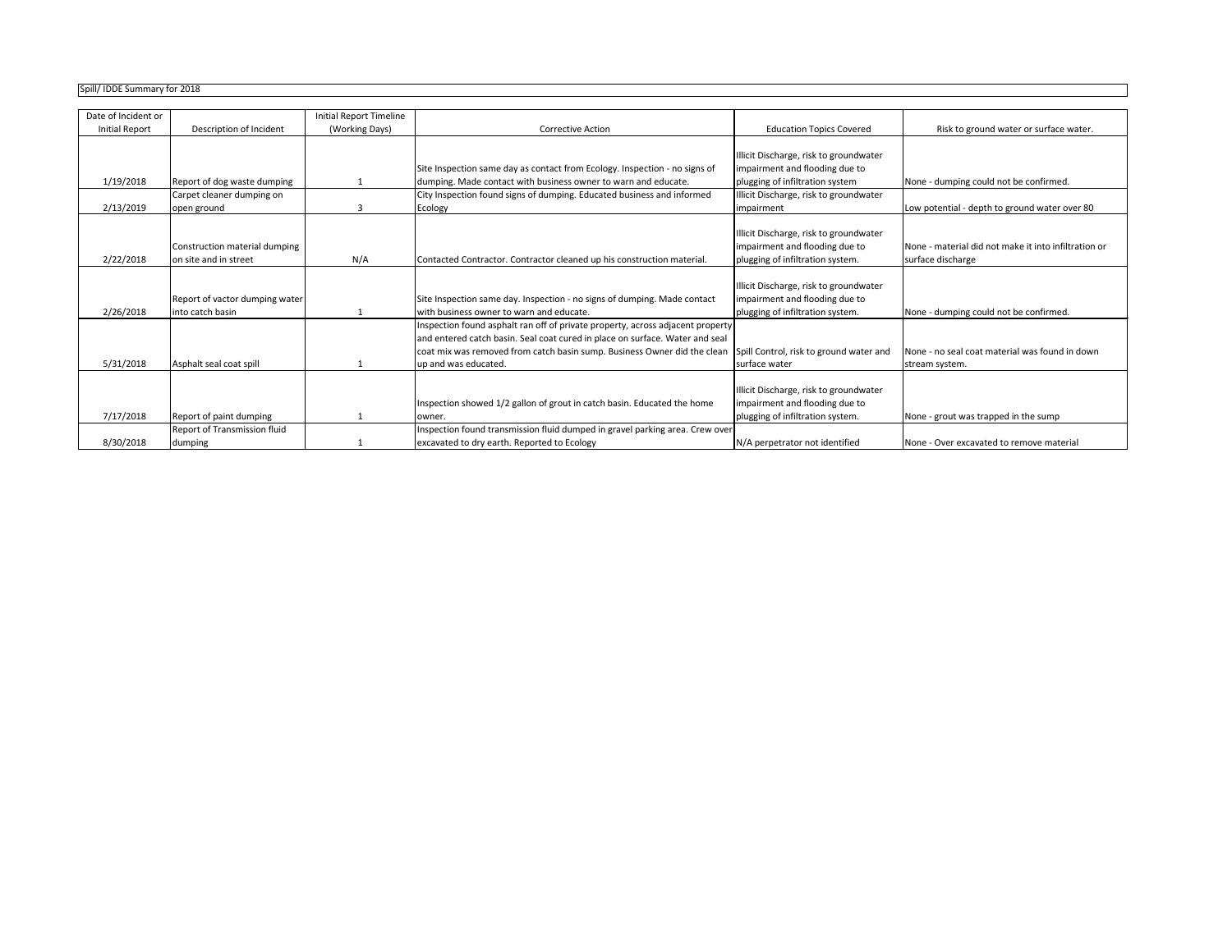Spill/ IDDE Summary for 2018

| Date of Incident or Initial Report | Description of Incident | Initial Report Timeline (Working Days) | Corrective Action | Education Topics Covered | Risk to ground water or surface water. |
|---|---|---|---|---|---|
| 1/19/2018 | Report of dog waste dumping | 1 | Site Inspection same day as contact from Ecology. Inspection - no signs of dumping. Made contact with business owner to warn and educate. | Illicit Discharge, risk to groundwater impairment and flooding due to plugging of infiltration system | None - dumping could not be confirmed. |
| 2/13/2019 | Carpet cleaner dumping on open ground | 3 | City Inspection found signs of dumping. Educated business and informed Ecology | Illicit Discharge, risk to groundwater impairment | Low potential - depth to ground water over 80 |
| 2/22/2018 | Construction material dumping on site and in street | N/A | Contacted Contractor. Contractor cleaned up his construction material. | Illicit Discharge, risk to groundwater impairment and flooding due to plugging of infiltration system. | None - material did not make it into infiltration or surface discharge |
| 2/26/2018 | Report of vactor dumping water into catch basin | 1 | Site Inspection same day. Inspection - no signs of dumping. Made contact with business owner to warn and educate. | Illicit Discharge, risk to groundwater impairment and flooding due to plugging of infiltration system. | None - dumping could not be confirmed. |
| 5/31/2018 | Asphalt seal coat spill | 1 | Inspection found asphalt ran off of private property, across adjacent property and entered catch basin. Seal coat cured in place on surface. Water and seal coat mix was removed from catch basin sump. Business Owner did the clean up and was educated. | Spill Control, risk to ground water and surface water | None - no seal coat material was found in down stream system. |
| 7/17/2018 | Report of paint dumping | 1 | Inspection showed 1/2 gallon of grout in catch basin. Educated the home owner. | Illicit Discharge, risk to groundwater impairment and flooding due to plugging of infiltration system. | None - grout was trapped in the sump |
| 8/30/2018 | Report of Transmission fluid dumping | 1 | Inspection found transmission fluid dumped in gravel parking area. Crew over excavated to dry earth. Reported to Ecology | N/A perpetrator not identified | None - Over excavated to remove material |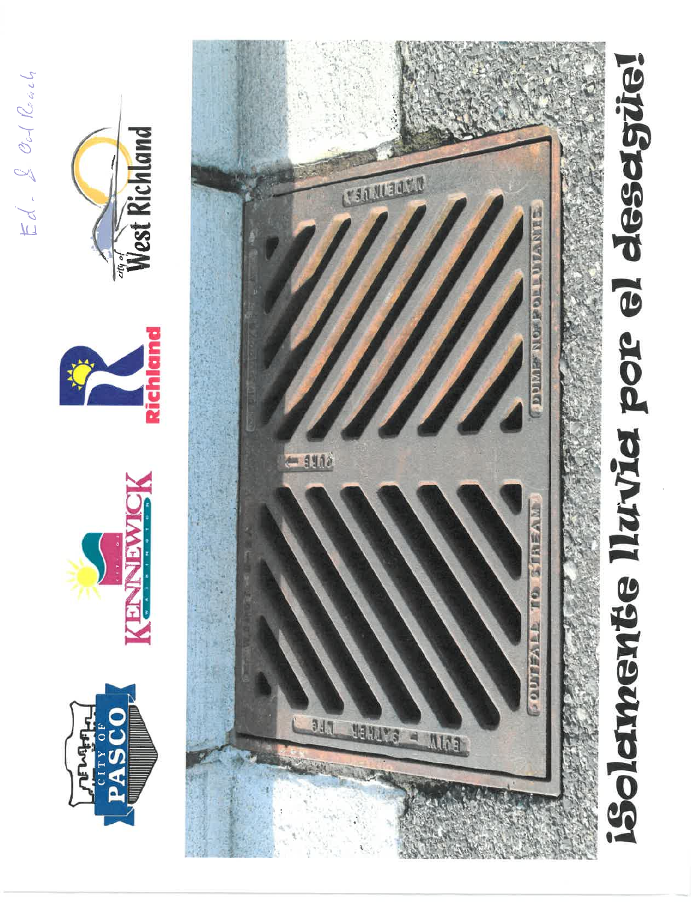Ed. & Out Reach

CITY OF PASCO

KENNEWICK

Richland

City of West Richland

# ¡Solamente lluvia por el desagüe!